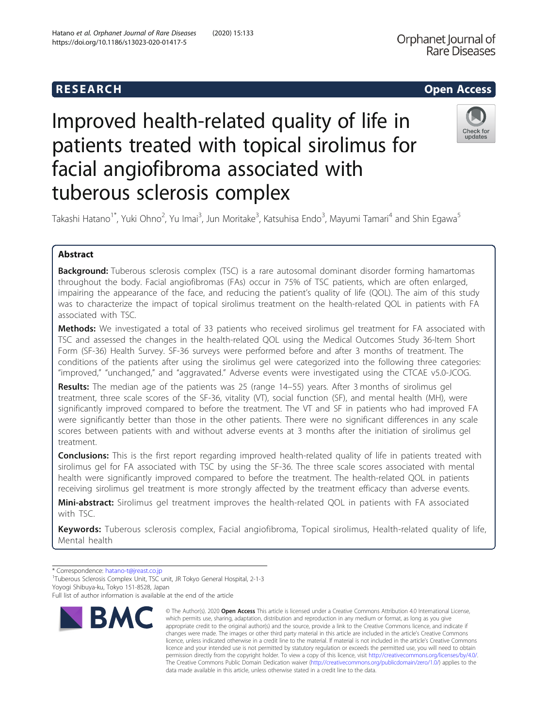RESEARCH Open Access

# Improved health-related quality of life in patients treated with topical sirolimus for facial angiofibroma associated with tuberous sclerosis complex

Takashi Hatano[1*], Yuki Ohno[2], Yu Imai[3], Jun Moritake[3], Katsuhisa Endo[3], Mayumi Tamari[4] and Shin Egawa[5]

## Abstract

**Background:** Tuberous sclerosis complex (TSC) is a rare autosomal dominant disorder forming hamartomas throughout the body. Facial angiofibromas (FAs) occur in 75% of TSC patients, which are often enlarged, impairing the appearance of the face, and reducing the patient's quality of life (QOL). The aim of this study was to characterize the impact of topical sirolimus treatment on the health-related QOL in patients with FA associated with TSC.

**Methods:** We investigated a total of 33 patients who received sirolimus gel treatment for FA associated with TSC and assessed the changes in the health-related QOL using the Medical Outcomes Study 36-Item Short Form (SF-36) Health Survey. SF-36 surveys were performed before and after 3 months of treatment. The conditions of the patients after using the sirolimus gel were categorized into the following three categories: "improved," "unchanged," and "aggravated." Adverse events were investigated using the CTCAE v5.0-JCOG.

**Results:** The median age of the patients was 25 (range 14–55) years. After 3 months of sirolimus gel treatment, three scale scores of the SF-36, vitality (VT), social function (SF), and mental health (MH), were significantly improved compared to before the treatment. The VT and SF in patients who had improved FA were significantly better than those in the other patients. There were no significant differences in any scale scores between patients with and without adverse events at 3 months after the initiation of sirolimus gel treatment.

**Conclusions:** This is the first report regarding improved health-related quality of life in patients treated with sirolimus gel for FA associated with TSC by using the SF-36. The three scale scores associated with mental health were significantly improved compared to before the treatment. The health-related QOL in patients receiving sirolimus gel treatment is more strongly affected by the treatment efficacy than adverse events.

**Mini-abstract:** Sirolimus gel treatment improves the health-related QOL in patients with FA associated with TSC.

**Keywords:** Tuberous sclerosis complex, Facial angiofibroma, Topical sirolimus, Health-related quality of life, Mental health

---

\* Correspondence: hatano-t@jreast.co.jp
[1]Tuberous Sclerosis Complex Unit, TSC unit, JR Tokyo General Hospital, 2-1-3 Yoyogi Shibuya-ku, Tokyo 151-8528, Japan
Full list of author information is available at the end of the article

© The Author(s). 2020 **Open Access** This article is licensed under a Creative Commons Attribution 4.0 International License, which permits use, sharing, adaptation, distribution and reproduction in any medium or format, as long as you give appropriate credit to the original author(s) and the source, provide a link to the Creative Commons licence, and indicate if changes were made. The images or other third party material in this article are included in the article's Creative Commons licence, unless indicated otherwise in a credit line to the material. If material is not included in the article's Creative Commons licence and your intended use is not permitted by statutory regulation or exceeds the permitted use, you will need to obtain permission directly from the copyright holder. To view a copy of this licence, visit http://creativecommons.org/licenses/by/4.0/. The Creative Commons Public Domain Dedication waiver (http://creativecommons.org/publicdomain/zero/1.0/) applies to the data made available in this article, unless otherwise stated in a credit line to the data.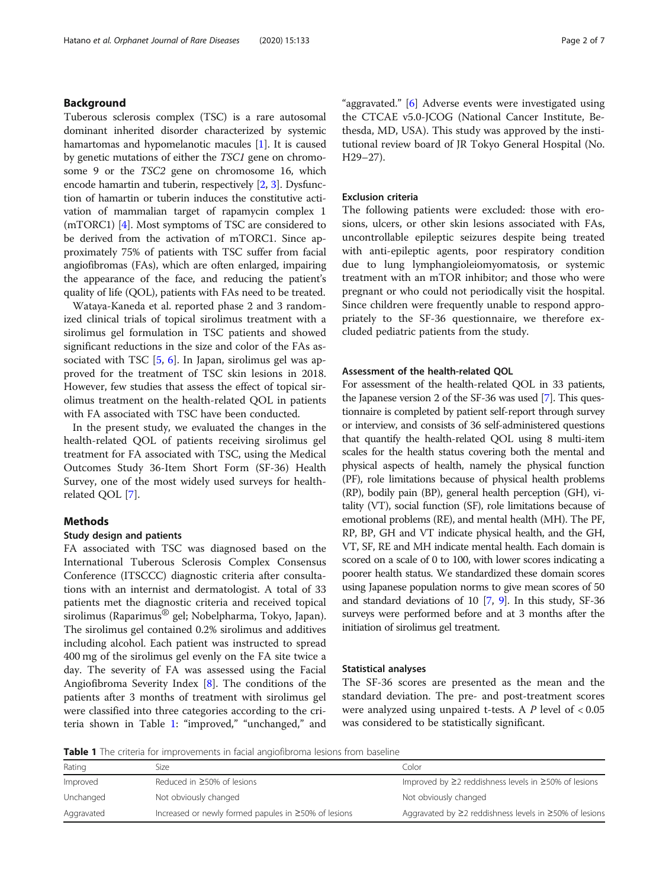## Background

Tuberous sclerosis complex (TSC) is a rare autosomal dominant inherited disorder characterized by systemic hamartomas and hypomelanotic macules [1]. It is caused by genetic mutations of either the *TSC1* gene on chromosome 9 or the *TSC2* gene on chromosome 16, which encode hamartin and tuberin, respectively [2, 3]. Dysfunction of hamartin or tuberin induces the constitutive activation of mammalian target of rapamycin complex 1 (mTORC1) [4]. Most symptoms of TSC are considered to be derived from the activation of mTORC1. Since approximately 75% of patients with TSC suffer from facial angiofibromas (FAs), which are often enlarged, impairing the appearance of the face, and reducing the patient's quality of life (QOL), patients with FAs need to be treated.

Wataya-Kaneda et al. reported phase 2 and 3 randomized clinical trials of topical sirolimus treatment with a sirolimus gel formulation in TSC patients and showed significant reductions in the size and color of the FAs associated with TSC [5, 6]. In Japan, sirolimus gel was approved for the treatment of TSC skin lesions in 2018. However, few studies that assess the effect of topical sirolimus treatment on the health-related QOL in patients with FA associated with TSC have been conducted.

In the present study, we evaluated the changes in the health-related QOL of patients receiving sirolimus gel treatment for FA associated with TSC, using the Medical Outcomes Study 36-Item Short Form (SF-36) Health Survey, one of the most widely used surveys for health-related QOL [7].

## Methods

### Study design and patients

FA associated with TSC was diagnosed based on the International Tuberous Sclerosis Complex Consensus Conference (ITSCCC) diagnostic criteria after consultations with an internist and dermatologist. A total of 33 patients met the diagnostic criteria and received topical sirolimus (Raparimus® gel; Nobelpharma, Tokyo, Japan). The sirolimus gel contained 0.2% sirolimus and additives including alcohol. Each patient was instructed to spread 400 mg of the sirolimus gel evenly on the FA site twice a day. The severity of FA was assessed using the Facial Angiofibroma Severity Index [8]. The conditions of the patients after 3 months of treatment with sirolimus gel were classified into three categories according to the criteria shown in Table 1: "improved," "unchanged," and "aggravated." [6] Adverse events were investigated using the CTCAE v5.0-JCOG (National Cancer Institute, Bethesda, MD, USA). This study was approved by the institutional review board of JR Tokyo General Hospital (No. H29–27).

### Exclusion criteria

The following patients were excluded: those with erosions, ulcers, or other skin lesions associated with FAs, uncontrollable epileptic seizures despite being treated with anti-epileptic agents, poor respiratory condition due to lung lymphangioleiomyomatosis, or systemic treatment with an mTOR inhibitor; and those who were pregnant or who could not periodically visit the hospital. Since children were frequently unable to respond appropriately to the SF-36 questionnaire, we therefore excluded pediatric patients from the study.

### Assessment of the health-related QOL

For assessment of the health-related QOL in 33 patients, the Japanese version 2 of the SF-36 was used [7]. This questionnaire is completed by patient self-report through survey or interview, and consists of 36 self-administered questions that quantify the health-related QOL using 8 multi-item scales for the health status covering both the mental and physical aspects of health, namely the physical function (PF), role limitations because of physical health problems (RP), bodily pain (BP), general health perception (GH), vitality (VT), social function (SF), role limitations because of emotional problems (RE), and mental health (MH). The PF, RP, BP, GH and VT indicate physical health, and the GH, VT, SF, RE and MH indicate mental health. Each domain is scored on a scale of 0 to 100, with lower scores indicating a poorer health status. We standardized these domain scores using Japanese population norms to give mean scores of 50 and standard deviations of 10 [7, 9]. In this study, SF-36 surveys were performed before and at 3 months after the initiation of sirolimus gel treatment.

### Statistical analyses

The SF-36 scores are presented as the mean and the standard deviation. The pre- and post-treatment scores were analyzed using unpaired t-tests. A *P* level of $< 0.05$ was considered to be statistically significant.

**Table 1** The criteria for improvements in facial angiofibroma lesions from baseline

| Rating | Size | Color |
| --- | --- | --- |
| Improved | Reduced in ≥50% of lesions | Improved by ≥2 reddishness levels in ≥50% of lesions |
| Unchanged | Not obviously changed | Not obviously changed |
| Aggravated | Increased or newly formed papules in ≥50% of lesions | Aggravated by ≥2 reddishness levels in ≥50% of lesions |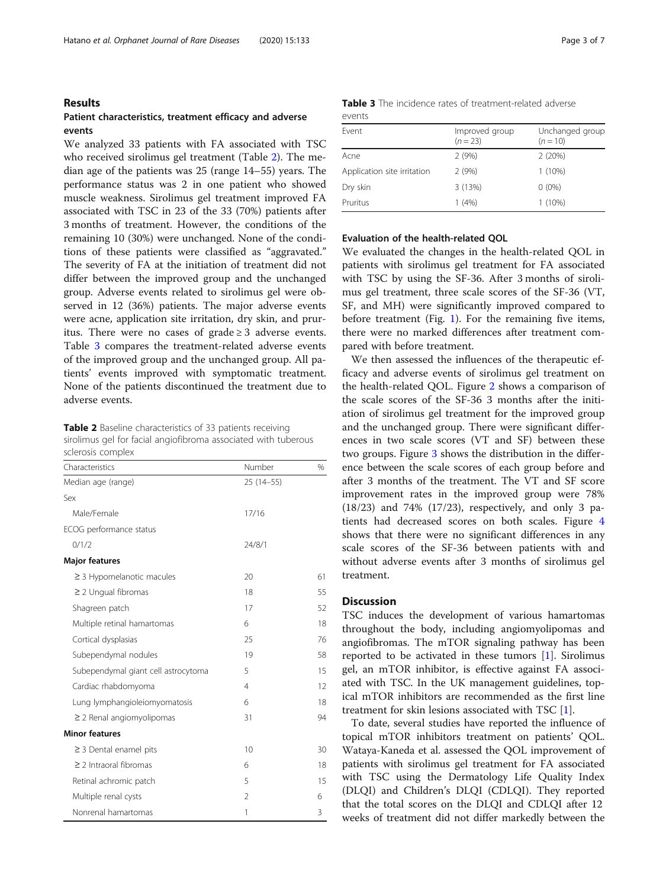## Results

### Patient characteristics, treatment efficacy and adverse events

We analyzed 33 patients with FA associated with TSC who received sirolimus gel treatment (Table 2). The median age of the patients was 25 (range 14–55) years. The performance status was 2 in one patient who showed muscle weakness. Sirolimus gel treatment improved FA associated with TSC in 23 of the 33 (70%) patients after 3 months of treatment. However, the conditions of the remaining 10 (30%) were unchanged. None of the conditions of these patients were classified as "aggravated." The severity of FA at the initiation of treatment did not differ between the improved group and the unchanged group. Adverse events related to sirolimus gel were observed in 12 (36%) patients. The major adverse events were acne, application site irritation, dry skin, and pruritus. There were no cases of grade ≥ 3 adverse events. Table 3 compares the treatment-related adverse events of the improved group and the unchanged group. All patients' events improved with symptomatic treatment. None of the patients discontinued the treatment due to adverse events.

**Table 2** Baseline characteristics of 33 patients receiving sirolimus gel for facial angiofibroma associated with tuberous sclerosis complex

| Characteristics | Number | % |
|---|---|---|
| Median age (range) | 25 (14–55) | |
| Sex | | |
| Male/Female | 17/16 | |
| ECOG performance status | | |
| 0/1/2 | 24/8/1 | |
| **Major features** | | |
| ≥ 3 Hypomelanotic macules | 20 | 61 |
| ≥ 2 Ungual fibromas | 18 | 55 |
| Shagreen patch | 17 | 52 |
| Multiple retinal hamartomas | 6 | 18 |
| Cortical dysplasias | 25 | 76 |
| Subependymal nodules | 19 | 58 |
| Subependymal giant cell astrocytoma | 5 | 15 |
| Cardiac rhabdomyoma | 4 | 12 |
| Lung lymphangioleiomyomatosis | 6 | 18 |
| ≥ 2 Renal angiomyolipomas | 31 | 94 |
| **Minor features** | | |
| ≥ 3 Dental enamel pits | 10 | 30 |
| ≥ 2 Intraoral fibromas | 6 | 18 |
| Retinal achromic patch | 5 | 15 |
| Multiple renal cysts | 2 | 6 |
| Nonrenal hamartomas | 1 | 3 |

**Table 3** The incidence rates of treatment-related adverse events

| Event | Improved group (n = 23) | Unchanged group (n = 10) |
|---|---|---|
| Acne | 2 (9%) | 2 (20%) |
| Application site irritation | 2 (9%) | 1 (10%) |
| Dry skin | 3 (13%) | 0 (0%) |
| Pruritus | 1 (4%) | 1 (10%) |

### Evaluation of the health-related QOL

We evaluated the changes in the health-related QOL in patients with sirolimus gel treatment for FA associated with TSC by using the SF-36. After 3 months of sirolimus gel treatment, three scale scores of the SF-36 (VT, SF, and MH) were significantly improved compared to before treatment (Fig. 1). For the remaining five items, there were no marked differences after treatment compared with before treatment.

We then assessed the influences of the therapeutic efficacy and adverse events of sirolimus gel treatment on the health-related QOL. Figure 2 shows a comparison of the scale scores of the SF-36 3 months after the initiation of sirolimus gel treatment for the improved group and the unchanged group. There were significant differences in two scale scores (VT and SF) between these two groups. Figure 3 shows the distribution in the difference between the scale scores of each group before and after 3 months of the treatment. The VT and SF score improvement rates in the improved group were 78% (18/23) and 74% (17/23), respectively, and only 3 patients had decreased scores on both scales. Figure 4 shows that there were no significant differences in any scale scores of the SF-36 between patients with and without adverse events after 3 months of sirolimus gel treatment.

## Discussion

TSC induces the development of various hamartomas throughout the body, including angiomyolipomas and angiofibromas. The mTOR signaling pathway has been reported to be activated in these tumors [1]. Sirolimus gel, an mTOR inhibitor, is effective against FA associated with TSC. In the UK management guidelines, topical mTOR inhibitors are recommended as the first line treatment for skin lesions associated with TSC [1].

To date, several studies have reported the influence of topical mTOR inhibitors treatment on patients' QOL. Wataya-Kaneda et al. assessed the QOL improvement of patients with sirolimus gel treatment for FA associated with TSC using the Dermatology Life Quality Index (DLQI) and Children's DLQI (CDLQI). They reported that the total scores on the DLQI and CDLQI after 12 weeks of treatment did not differ markedly between the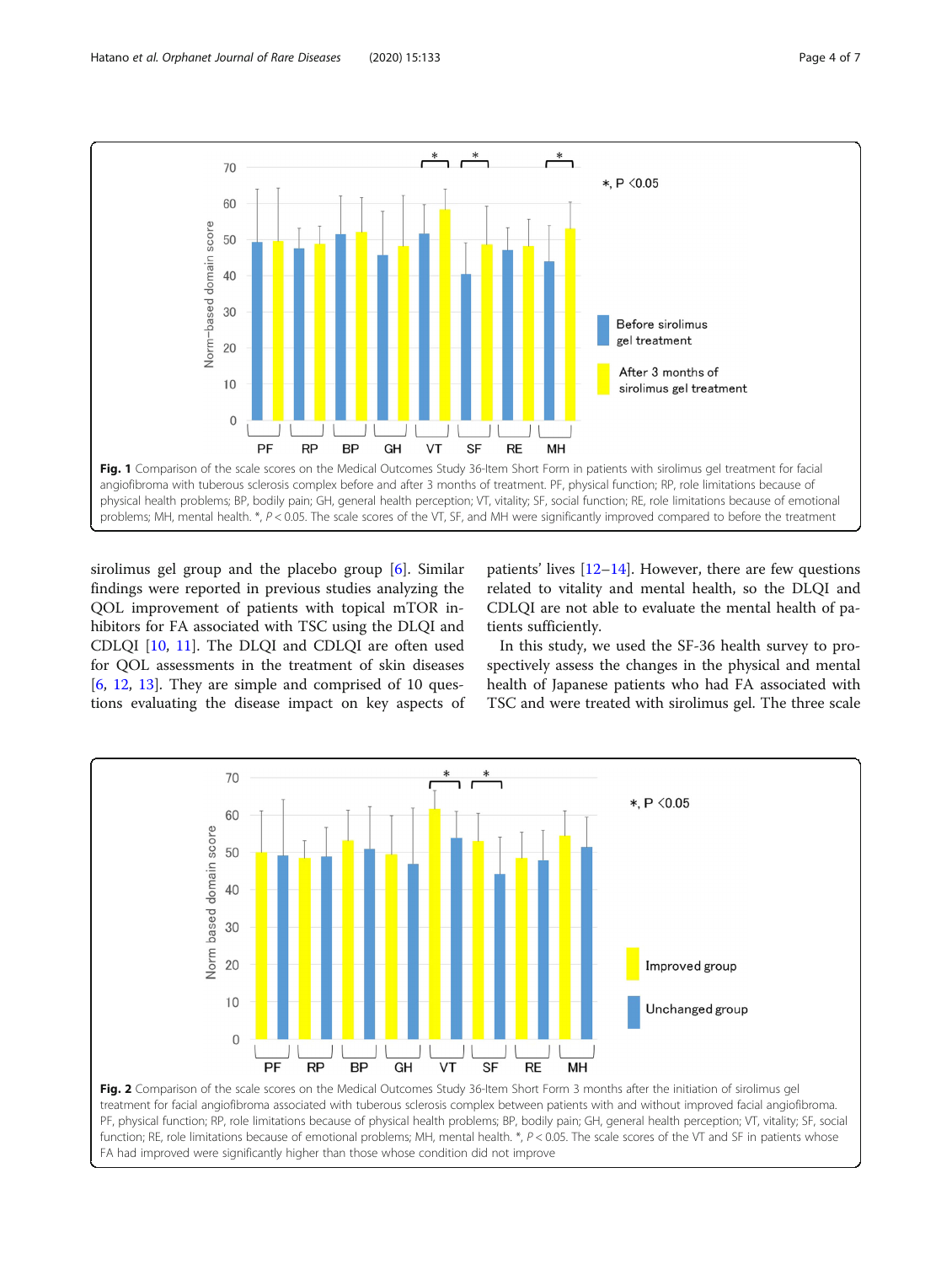**Fig. 1** Comparison of the scale scores on the Medical Outcomes Study 36-Item Short Form in patients with sirolimus gel treatment for facial angiofibroma with tuberous sclerosis complex before and after 3 months of treatment. PF, physical function; RP, role limitations because of physical health problems; BP, bodily pain; GH, general health perception; VT, vitality; SF, social function; RE, role limitations because of emotional problems; MH, mental health. *, $P < 0.05$. The scale scores of the VT, SF, and MH were significantly improved compared to before the treatment

sirolimus gel group and the placebo group [6]. Similar findings were reported in previous studies analyzing the QOL improvement of patients with topical mTOR inhibitors for FA associated with TSC using the DLQI and CDLQI [10, 11]. The DLQI and CDLQI are often used for QOL assessments in the treatment of skin diseases [6, 12, 13]. They are simple and comprised of 10 questions evaluating the disease impact on key aspects of patients' lives [12–14]. However, there are few questions related to vitality and mental health, so the DLQI and CDLQI are not able to evaluate the mental health of patients sufficiently.

In this study, we used the SF-36 health survey to prospectively assess the changes in the physical and mental health of Japanese patients who had FA associated with TSC and were treated with sirolimus gel. The three scale

**Fig. 2** Comparison of the scale scores on the Medical Outcomes Study 36-Item Short Form 3 months after the initiation of sirolimus gel treatment for facial angiofibroma associated with tuberous sclerosis complex between patients with and without improved facial angiofibroma. PF, physical function; RP, role limitations because of physical health problems; BP, bodily pain; GH, general health perception; VT, vitality; SF, social function; RE, role limitations because of emotional problems; MH, mental health. *, $P < 0.05$. The scale scores of the VT and SF in patients whose FA had improved were significantly higher than those whose condition did not improve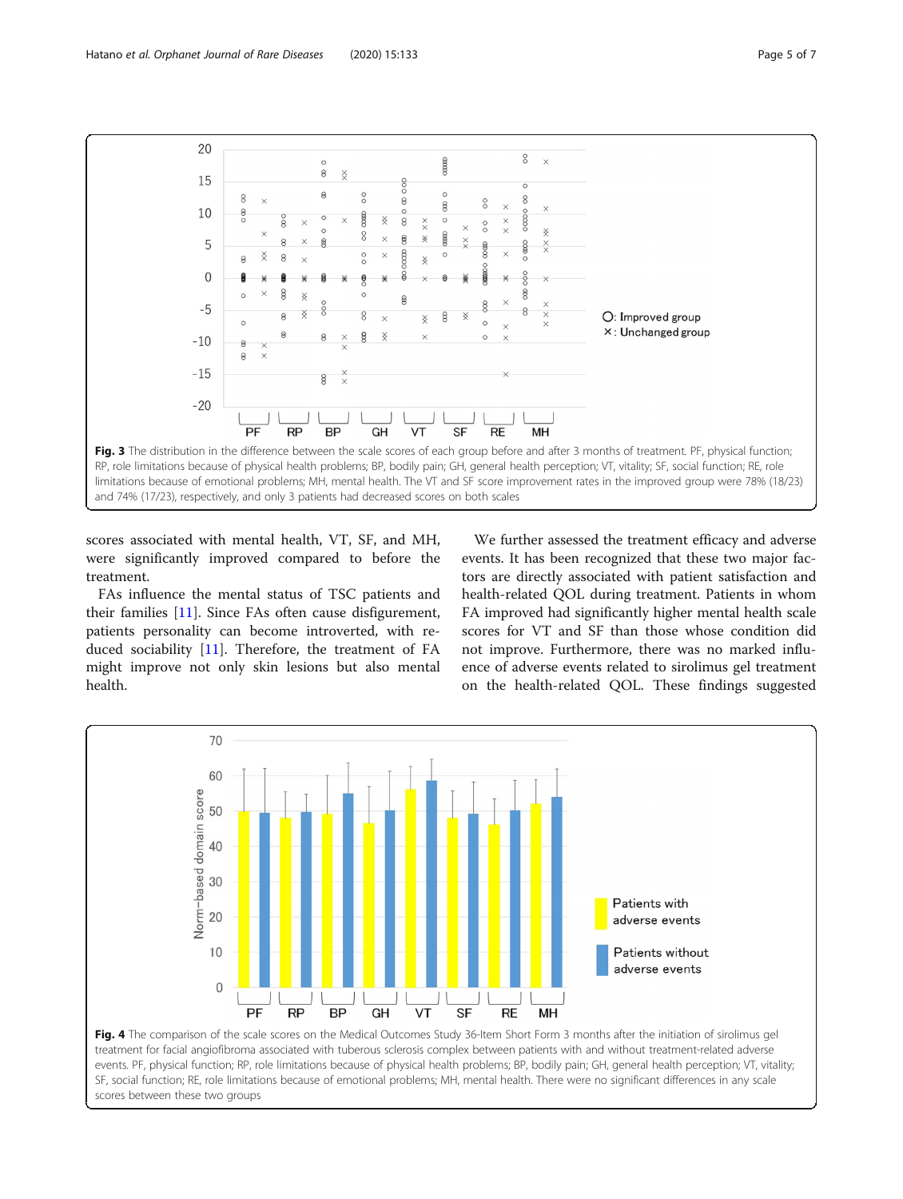Fig. 3 The distribution in the difference between the scale scores of each group before and after 3 months of treatment. PF, physical function; RP, role limitations because of physical health problems; BP, bodily pain; GH, general health perception; VT, vitality; SF, social function; RE, role limitations because of emotional problems; MH, mental health. The VT and SF score improvement rates in the improved group were 78% (18/23) and 74% (17/23), respectively, and only 3 patients had decreased scores on both scales

scores associated with mental health, VT, SF, and MH, were significantly improved compared to before the treatment.

FAs influence the mental status of TSC patients and their families [11]. Since FAs often cause disfigurement, patients personality can become introverted, with reduced sociability [11]. Therefore, the treatment of FA might improve not only skin lesions but also mental health.

We further assessed the treatment efficacy and adverse events. It has been recognized that these two major factors are directly associated with patient satisfaction and health-related QOL during treatment. Patients in whom FA improved had significantly higher mental health scale scores for VT and SF than those whose condition did not improve. Furthermore, there was no marked influence of adverse events related to sirolimus gel treatment on the health-related QOL. These findings suggested

Fig. 4 The comparison of the scale scores on the Medical Outcomes Study 36-Item Short Form 3 months after the initiation of sirolimus gel treatment for facial angiofibroma associated with tuberous sclerosis complex between patients with and without treatment-related adverse events. PF, physical function; RP, role limitations because of physical health problems; BP, bodily pain; GH, general health perception; VT, vitality; SF, social function; RE, role limitations because of emotional problems; MH, mental health. There were no significant differences in any scale scores between these two groups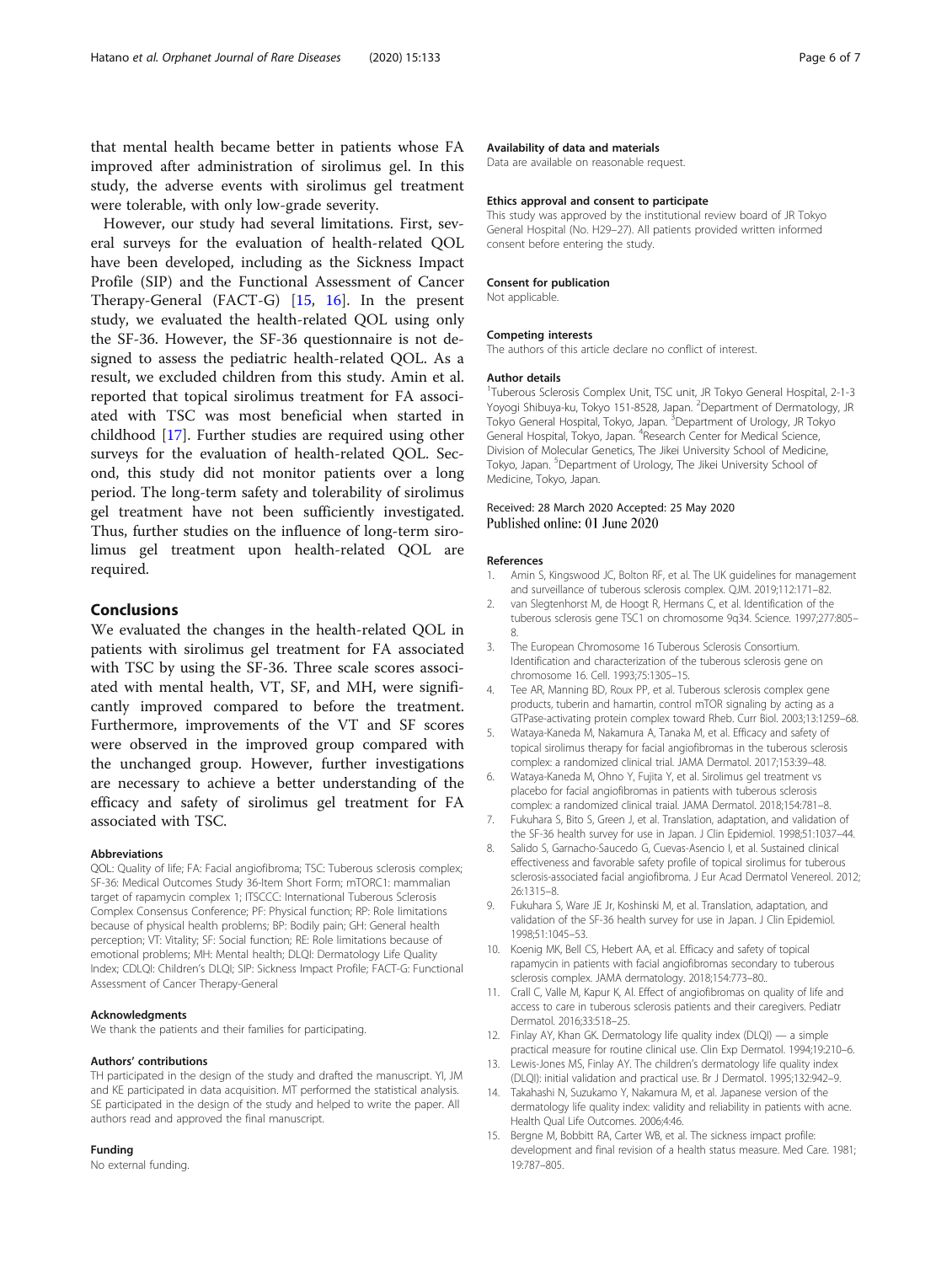that mental health became better in patients whose FA improved after administration of sirolimus gel. In this study, the adverse events with sirolimus gel treatment were tolerable, with only low-grade severity.

However, our study had several limitations. First, several surveys for the evaluation of health-related QOL have been developed, including as the Sickness Impact Profile (SIP) and the Functional Assessment of Cancer Therapy-General (FACT-G) [15, 16]. In the present study, we evaluated the health-related QOL using only the SF-36. However, the SF-36 questionnaire is not designed to assess the pediatric health-related QOL. As a result, we excluded children from this study. Amin et al. reported that topical sirolimus treatment for FA associated with TSC was most beneficial when started in childhood [17]. Further studies are required using other surveys for the evaluation of health-related QOL. Second, this study did not monitor patients over a long period. The long-term safety and tolerability of sirolimus gel treatment have not been sufficiently investigated. Thus, further studies on the influence of long-term sirolimus gel treatment upon health-related QOL are required.

## Conclusions

We evaluated the changes in the health-related QOL in patients with sirolimus gel treatment for FA associated with TSC by using the SF-36. Three scale scores associated with mental health, VT, SF, and MH, were significantly improved compared to before the treatment. Furthermore, improvements of the VT and SF scores were observed in the improved group compared with the unchanged group. However, further investigations are necessary to achieve a better understanding of the efficacy and safety of sirolimus gel treatment for FA associated with TSC.

#### Abbreviations

QOL: Quality of life; FA: Facial angiofibroma; TSC: Tuberous sclerosis complex; SF-36: Medical Outcomes Study 36-Item Short Form; mTORC1: mammalian target of rapamycin complex 1; ITSCCC: International Tuberous Sclerosis Complex Consensus Conference; PF: Physical function; RP: Role limitations because of physical health problems; BP: Bodily pain; GH: General health perception; VT: Vitality; SF: Social function; RE: Role limitations because of emotional problems; MH: Mental health; DLQI: Dermatology Life Quality Index; CDLQI: Children's DLQI; SIP: Sickness Impact Profile; FACT-G: Functional Assessment of Cancer Therapy-General

#### Acknowledgments

We thank the patients and their families for participating.

#### Authors' contributions

TH participated in the design of the study and drafted the manuscript. YI, JM and KE participated in data acquisition. MT performed the statistical analysis. SE participated in the design of the study and helped to write the paper. All authors read and approved the final manuscript.

#### Funding

No external funding.

#### Availability of data and materials

Data are available on reasonable request.

#### Ethics approval and consent to participate

This study was approved by the institutional review board of JR Tokyo General Hospital (No. H29–27). All patients provided written informed consent before entering the study.

#### Consent for publication

Not applicable.

#### Competing interests

The authors of this article declare no conflict of interest.

#### Author details

[1]Tuberous Sclerosis Complex Unit, TSC unit, JR Tokyo General Hospital, 2-1-3 Yoyogi Shibuya-ku, Tokyo 151-8528, Japan. [2]Department of Dermatology, JR Tokyo General Hospital, Tokyo, Japan. [3]Department of Urology, JR Tokyo General Hospital, Tokyo, Japan. [4]Research Center for Medical Science, Division of Molecular Genetics, The Jikei University School of Medicine, Tokyo, Japan. [5]Department of Urology, The Jikei University School of Medicine, Tokyo, Japan.

Received: 28 March 2020 Accepted: 25 May 2020
Published online: 01 June 2020

#### References

1. Amin S, Kingswood JC, Bolton RF, et al. The UK guidelines for management and surveillance of tuberous sclerosis complex. QJM. 2019;112:171–82.
2. van Slegtenhorst M, de Hoogt R, Hermans C, et al. Identification of the tuberous sclerosis gene TSC1 on chromosome 9q34. Science. 1997;277:805–8.
3. The European Chromosome 16 Tuberous Sclerosis Consortium. Identification and characterization of the tuberous sclerosis gene on chromosome 16. Cell. 1993;75:1305–15.
4. Tee AR, Manning BD, Roux PP, et al. Tuberous sclerosis complex gene products, tuberin and hamartin, control mTOR signaling by acting as a GTPase-activating protein complex toward Rheb. Curr Biol. 2003;13:1259–68.
5. Wataya-Kaneda M, Nakamura A, Tanaka M, et al. Efficacy and safety of topical sirolimus therapy for facial angiofibromas in the tuberous sclerosis complex: a randomized clinical trial. JAMA Dermatol. 2017;153:39–48.
6. Wataya-Kaneda M, Ohno Y, Fujita Y, et al. Sirolimus gel treatment vs placebo for facial angiofibromas in patients with tuberous sclerosis complex: a randomized clinical traial. JAMA Dermatol. 2018;154:781–8.
7. Fukuhara S, Bito S, Green J, et al. Translation, adaptation, and validation of the SF-36 health survey for use in Japan. J Clin Epidemiol. 1998;51:1037–44.
8. Salido S, Garnacho-Saucedo G, Cuevas-Asencio I, et al. Sustained clinical effectiveness and favorable safety profile of topical sirolimus for tuberous sclerosis-associated facial angiofibroma. J Eur Acad Dermatol Venereol. 2012; 26:1315–8.
9. Fukuhara S, Ware JE Jr, Koshinski M, et al. Translation, adaptation, and validation of the SF-36 health survey for use in Japan. J Clin Epidemiol. 1998;51:1045–53.
10. Koenig MK, Bell CS, Hebert AA, et al. Efficacy and safety of topical rapamycin in patients with facial angiofibromas secondary to tuberous sclerosis complex. JAMA dermatology. 2018;154:773–80..
11. Crall C, Valle M, Kapur K, Al. Effect of angiofibromas on quality of life and access to care in tuberous sclerosis patients and their caregivers. Pediatr Dermatol. 2016;33:518–25.
12. Finlay AY, Khan GK. Dermatology life quality index (DLQI) — a simple practical measure for routine clinical use. Clin Exp Dermatol. 1994;19:210–6.
13. Lewis-Jones MS, Finlay AY. The children's dermatology life quality index (DLQI): initial validation and practical use. Br J Dermatol. 1995;132:942–9.
14. Takahashi N, Suzukamo Y, Nakamura M, et al. Japanese version of the dermatology life quality index: validity and reliability in patients with acne. Health Qual Life Outcomes. 2006;4:46.
15. Bergne M, Bobbitt RA, Carter WB, et al. The sickness impact profile: development and final revision of a health status measure. Med Care. 1981; 19:787–805.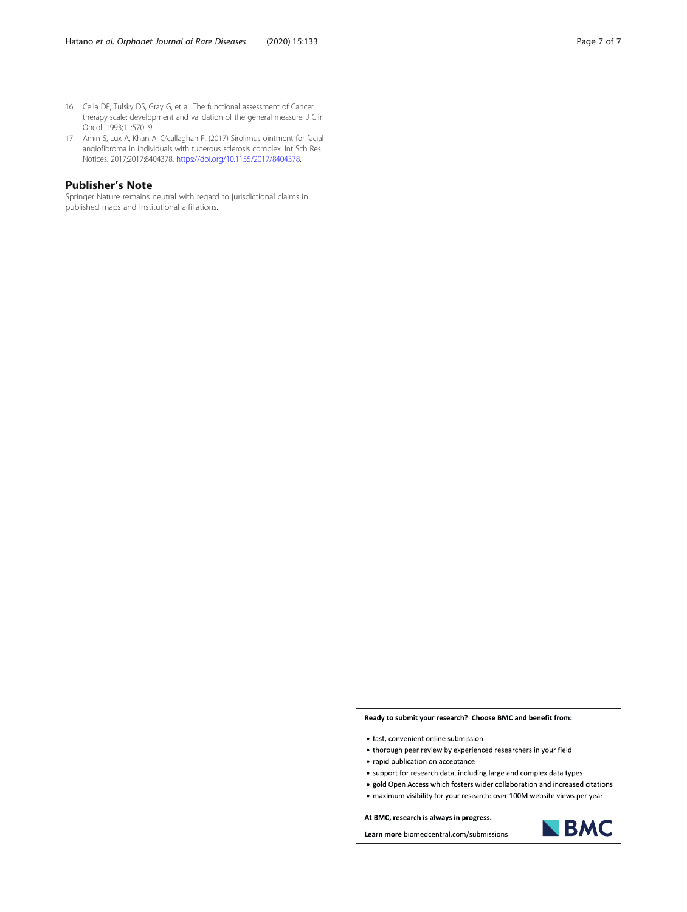16. Cella DF, Tulsky DS, Gray G, et al. The functional assessment of Cancer therapy scale: development and validation of the general measure. J Clin Oncol. 1993;11:570–9.
17. Amin S, Lux A, Khan A, O'callaghan F. (2017) Sirolimus ointment for facial angiofibroma in individuals with tuberous sclerosis complex. Int Sch Res Notices. 2017;2017:8404378. https://doi.org/10.1155/2017/8404378.

## Publisher's Note

Springer Nature remains neutral with regard to jurisdictional claims in published maps and institutional affiliations.

**Ready to submit your research? Choose BMC and benefit from:**

- fast, convenient online submission
- thorough peer review by experienced researchers in your field
- rapid publication on acceptance
- support for research data, including large and complex data types
- gold Open Access which fosters wider collaboration and increased citations
- maximum visibility for your research: over 100M website views per year

**At BMC, research is always in progress.**

**Learn more** biomedcentral.com/submissions

BMC